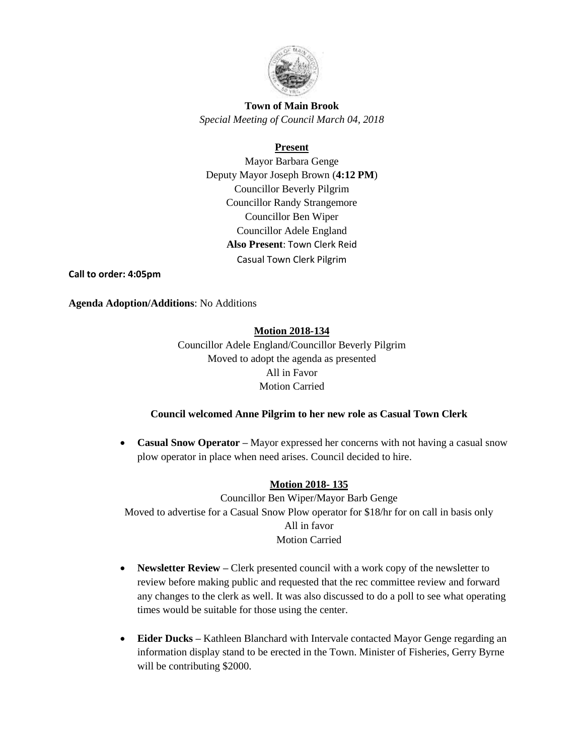**Town of Main Brook**

*Special Meeting of Council March 04, 2018*

**Present**

Mayor Barbara Genge
Deputy Mayor Joseph Brown (**4:12 PM**)
Councillor Beverly Pilgrim
Councillor Randy Strangemore
Councillor Ben Wiper
Councillor Adele England
**Also Present**: Town Clerk Reid
Casual Town Clerk Pilgrim

**Call to order: 4:05pm**

**Agenda Adoption/Additions**: No Additions

**Motion 2018-134**

Councillor Adele England/Councillor Beverly Pilgrim
Moved to adopt the agenda as presented
All in Favor
Motion Carried

**Council welcomed Anne Pilgrim to her new role as Casual Town Clerk**

- **Casual Snow Operator –** Mayor expressed her concerns with not having a casual snow plow operator in place when need arises. Council decided to hire.

**Motion 2018- 135**

Councillor Ben Wiper/Mayor Barb Genge
Moved to advertise for a Casual Snow Plow operator for $18/hr for on call in basis only
All in favor
Motion Carried

- **Newsletter Review –** Clerk presented council with a work copy of the newsletter to review before making public and requested that the rec committee review and forward any changes to the clerk as well. It was also discussed to do a poll to see what operating times would be suitable for those using the center.

- **Eider Ducks –** Kathleen Blanchard with Intervale contacted Mayor Genge regarding an information display stand to be erected in the Town. Minister of Fisheries, Gerry Byrne will be contributing $2000.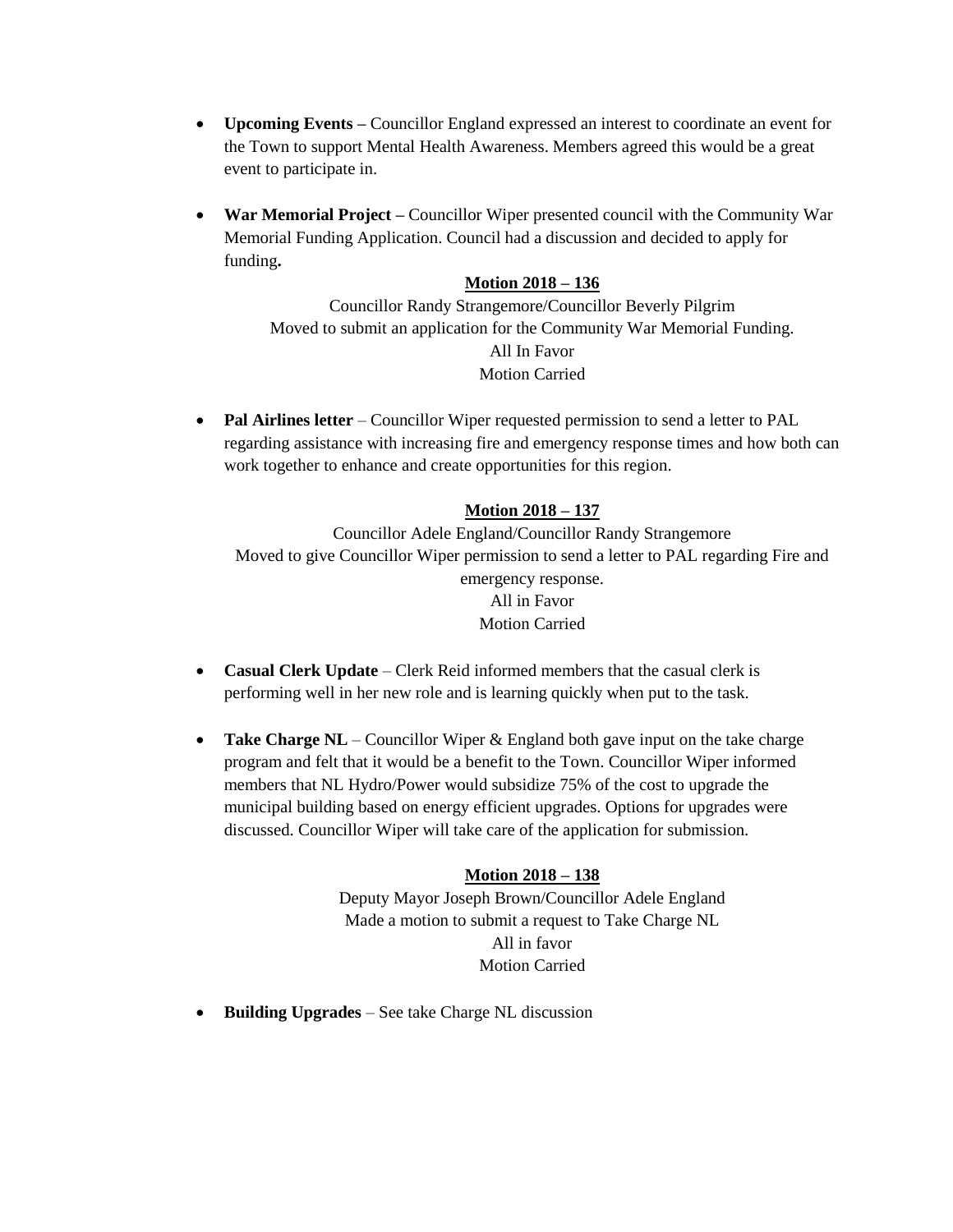- **Upcoming Events –** Councillor England expressed an interest to coordinate an event for the Town to support Mental Health Awareness. Members agreed this would be a great event to participate in.

- **War Memorial Project –** Councillor Wiper presented council with the Community War Memorial Funding Application. Council had a discussion and decided to apply for funding**.**

<u>**Motion 2018 – 136**</u>

Councillor Randy Strangemore/Councillor Beverly Pilgrim
Moved to submit an application for the Community War Memorial Funding.
All In Favor
Motion Carried

- **Pal Airlines letter** – Councillor Wiper requested permission to send a letter to PAL regarding assistance with increasing fire and emergency response times and how both can work together to enhance and create opportunities for this region.

<u>**Motion 2018 – 137**</u>

Councillor Adele England/Councillor Randy Strangemore
Moved to give Councillor Wiper permission to send a letter to PAL regarding Fire and emergency response.
All in Favor
Motion Carried

- **Casual Clerk Update** – Clerk Reid informed members that the casual clerk is performing well in her new role and is learning quickly when put to the task.

- **Take Charge NL** – Councillor Wiper & England both gave input on the take charge program and felt that it would be a benefit to the Town. Councillor Wiper informed members that NL Hydro/Power would subsidize 75% of the cost to upgrade the municipal building based on energy efficient upgrades. Options for upgrades were discussed. Councillor Wiper will take care of the application for submission.

<u>**Motion 2018 – 138**</u>

Deputy Mayor Joseph Brown/Councillor Adele England
Made a motion to submit a request to Take Charge NL
All in favor
Motion Carried

- **Building Upgrades** – See take Charge NL discussion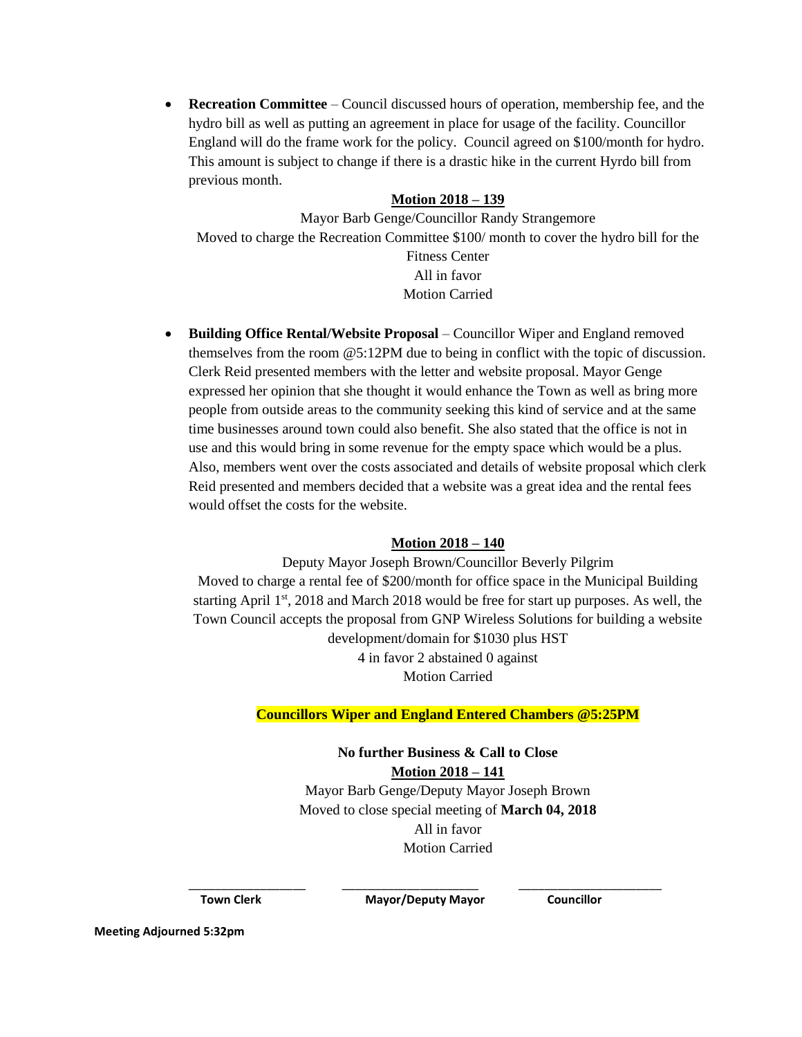- **Recreation Committee** – Council discussed hours of operation, membership fee, and the hydro bill as well as putting an agreement in place for usage of the facility. Councillor England will do the frame work for the policy. Council agreed on $100/month for hydro. This amount is subject to change if there is a drastic hike in the current Hyrdo bill from previous month.

**Motion 2018 – 139**

Mayor Barb Genge/Councillor Randy Strangemore
Moved to charge the Recreation Committee $100/ month to cover the hydro bill for the Fitness Center
All in favor
Motion Carried

- **Building Office Rental/Website Proposal** – Councillor Wiper and England removed themselves from the room @5:12PM due to being in conflict with the topic of discussion. Clerk Reid presented members with the letter and website proposal. Mayor Genge expressed her opinion that she thought it would enhance the Town as well as bring more people from outside areas to the community seeking this kind of service and at the same time businesses around town could also benefit. She also stated that the office is not in use and this would bring in some revenue for the empty space which would be a plus. Also, members went over the costs associated and details of website proposal which clerk Reid presented and members decided that a website was a great idea and the rental fees would offset the costs for the website.

**Motion 2018 – 140**

Deputy Mayor Joseph Brown/Councillor Beverly Pilgrim
Moved to charge a rental fee of $200/month for office space in the Municipal Building starting April 1st, 2018 and March 2018 would be free for start up purposes. As well, the Town Council accepts the proposal from GNP Wireless Solutions for building a website development/domain for $1030 plus HST
4 in favor 2 abstained 0 against
Motion Carried

**Councillors Wiper and England Entered Chambers @5:25PM**

**No further Business & Call to Close**

**Motion 2018 – 141**

Mayor Barb Genge/Deputy Mayor Joseph Brown
Moved to close special meeting of **March 04, 2018**
All in favor
Motion Carried

| | | |
|---|---|---|
| ________________ | ____________________ | _____________________ |
| **Town Clerk** | **Mayor/Deputy Mayor** | **Councillor** |

**Meeting Adjourned 5:32pm**